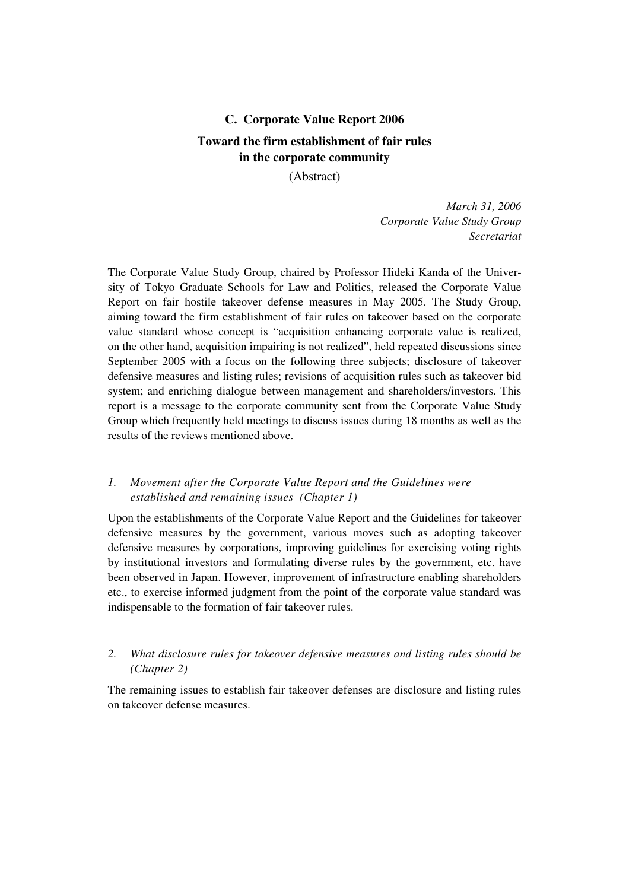# C. Corporate Value Report 2006

## Toward the firm establishment of fair rules in the corporate community

(Abstract)

*March 31, 2006*
*Corporate Value Study Group*
*Secretariat*

The Corporate Value Study Group, chaired by Professor Hideki Kanda of the University of Tokyo Graduate Schools for Law and Politics, released the Corporate Value Report on fair hostile takeover defense measures in May 2005. The Study Group, aiming toward the firm establishment of fair rules on takeover based on the corporate value standard whose concept is "acquisition enhancing corporate value is realized, on the other hand, acquisition impairing is not realized", held repeated discussions since September 2005 with a focus on the following three subjects; disclosure of takeover defensive measures and listing rules; revisions of acquisition rules such as takeover bid system; and enriching dialogue between management and shareholders/investors. This report is a message to the corporate community sent from the Corporate Value Study Group which frequently held meetings to discuss issues during 18 months as well as the results of the reviews mentioned above.

### *1. Movement after the Corporate Value Report and the Guidelines were established and remaining issues (Chapter 1)*

Upon the establishments of the Corporate Value Report and the Guidelines for takeover defensive measures by the government, various moves such as adopting takeover defensive measures by corporations, improving guidelines for exercising voting rights by institutional investors and formulating diverse rules by the government, etc. have been observed in Japan. However, improvement of infrastructure enabling shareholders etc., to exercise informed judgment from the point of the corporate value standard was indispensable to the formation of fair takeover rules.

### *2. What disclosure rules for takeover defensive measures and listing rules should be (Chapter 2)*

The remaining issues to establish fair takeover defenses are disclosure and listing rules on takeover defense measures.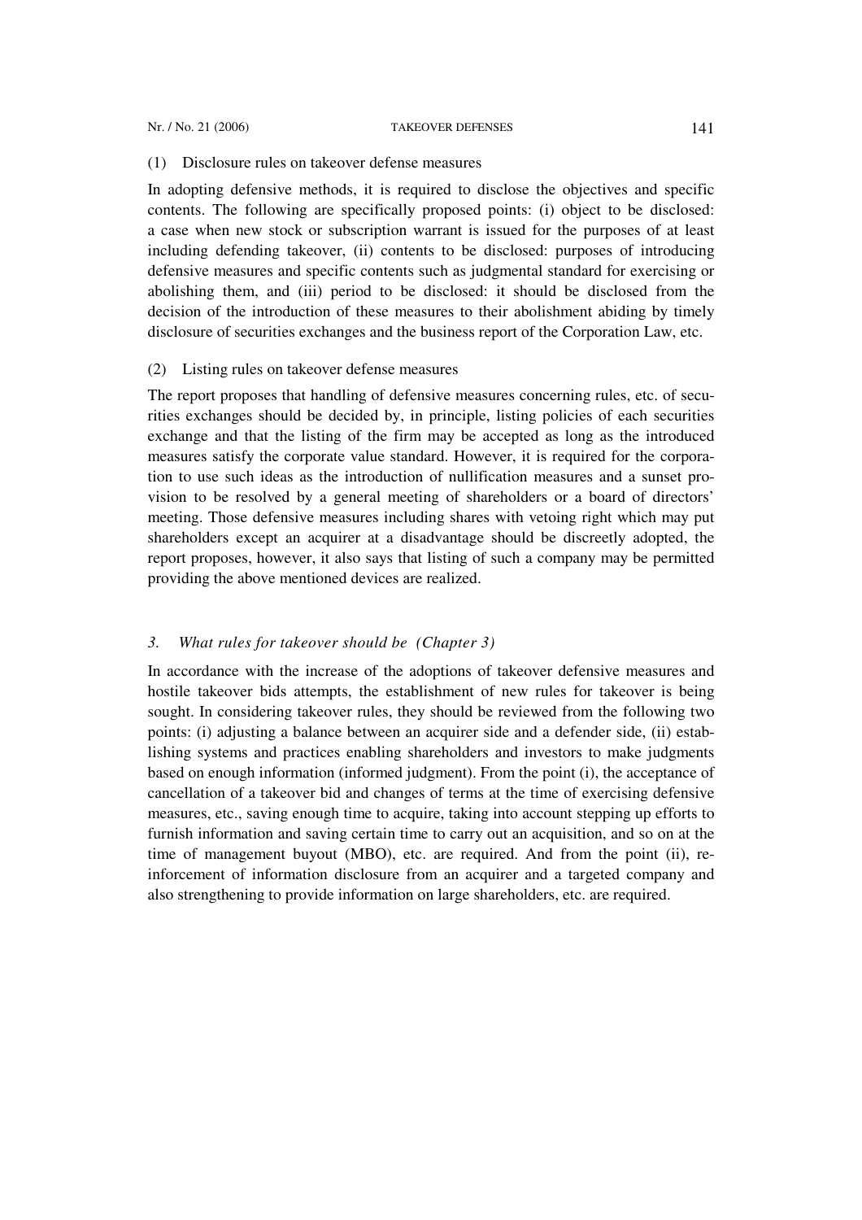(1) Disclosure rules on takeover defense measures

In adopting defensive methods, it is required to disclose the objectives and specific contents. The following are specifically proposed points: (i) object to be disclosed: a case when new stock or subscription warrant is issued for the purposes of at least including defending takeover, (ii) contents to be disclosed: purposes of introducing defensive measures and specific contents such as judgmental standard for exercising or abolishing them, and (iii) period to be disclosed: it should be disclosed from the decision of the introduction of these measures to their abolishment abiding by timely disclosure of securities exchanges and the business report of the Corporation Law, etc.

(2) Listing rules on takeover defense measures

The report proposes that handling of defensive measures concerning rules, etc. of securities exchanges should be decided by, in principle, listing policies of each securities exchange and that the listing of the firm may be accepted as long as the introduced measures satisfy the corporate value standard. However, it is required for the corporation to use such ideas as the introduction of nullification measures and a sunset provision to be resolved by a general meeting of shareholders or a board of directors' meeting. Those defensive measures including shares with vetoing right which may put shareholders except an acquirer at a disadvantage should be discreetly adopted, the report proposes, however, it also says that listing of such a company may be permitted providing the above mentioned devices are realized.

### *3. What rules for takeover should be (Chapter 3)*

In accordance with the increase of the adoptions of takeover defensive measures and hostile takeover bids attempts, the establishment of new rules for takeover is being sought. In considering takeover rules, they should be reviewed from the following two points: (i) adjusting a balance between an acquirer side and a defender side, (ii) establishing systems and practices enabling shareholders and investors to make judgments based on enough information (informed judgment). From the point (i), the acceptance of cancellation of a takeover bid and changes of terms at the time of exercising defensive measures, etc., saving enough time to acquire, taking into account stepping up efforts to furnish information and saving certain time to carry out an acquisition, and so on at the time of management buyout (MBO), etc. are required. And from the point (ii), reinforcement of information disclosure from an acquirer and a targeted company and also strengthening to provide information on large shareholders, etc. are required.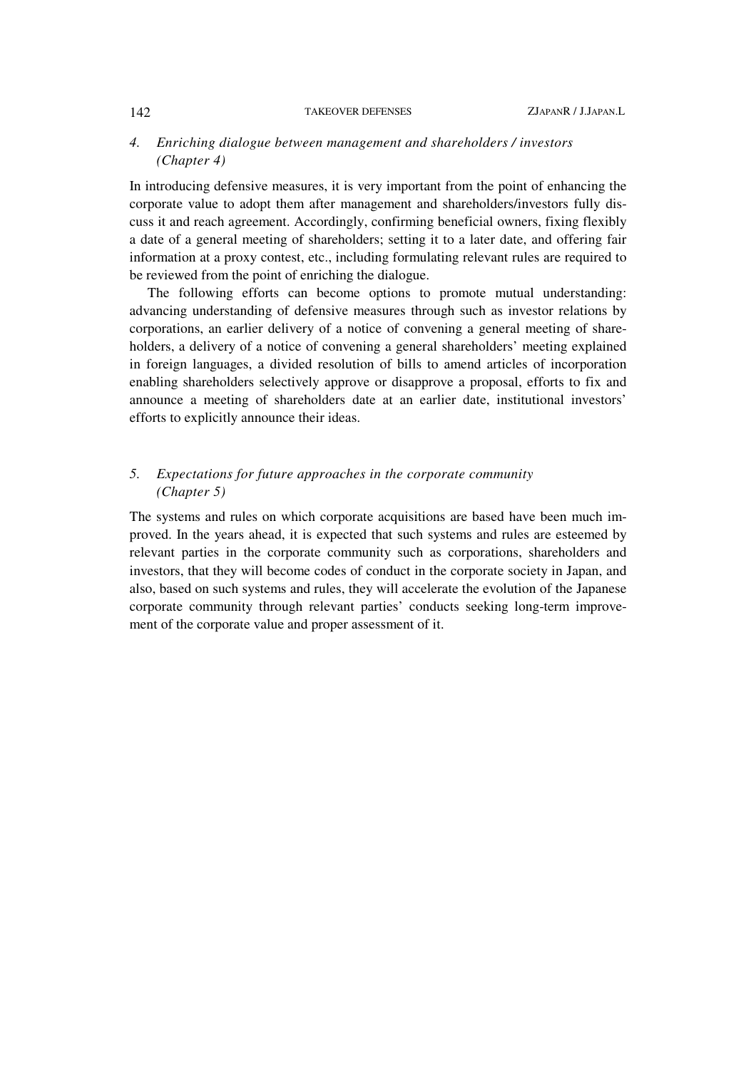### *4. Enriching dialogue between management and shareholders / investors (Chapter 4)*

In introducing defensive measures, it is very important from the point of enhancing the corporate value to adopt them after management and shareholders/investors fully discuss it and reach agreement. Accordingly, confirming beneficial owners, fixing flexibly a date of a general meeting of shareholders; setting it to a later date, and offering fair information at a proxy contest, etc., including formulating relevant rules are required to be reviewed from the point of enriching the dialogue.

The following efforts can become options to promote mutual understanding: advancing understanding of defensive measures through such as investor relations by corporations, an earlier delivery of a notice of convening a general meeting of shareholders, a delivery of a notice of convening a general shareholders' meeting explained in foreign languages, a divided resolution of bills to amend articles of incorporation enabling shareholders selectively approve or disapprove a proposal, efforts to fix and announce a meeting of shareholders date at an earlier date, institutional investors' efforts to explicitly announce their ideas.

### *5. Expectations for future approaches in the corporate community (Chapter 5)*

The systems and rules on which corporate acquisitions are based have been much improved. In the years ahead, it is expected that such systems and rules are esteemed by relevant parties in the corporate community such as corporations, shareholders and investors, that they will become codes of conduct in the corporate society in Japan, and also, based on such systems and rules, they will accelerate the evolution of the Japanese corporate community through relevant parties' conducts seeking long-term improvement of the corporate value and proper assessment of it.